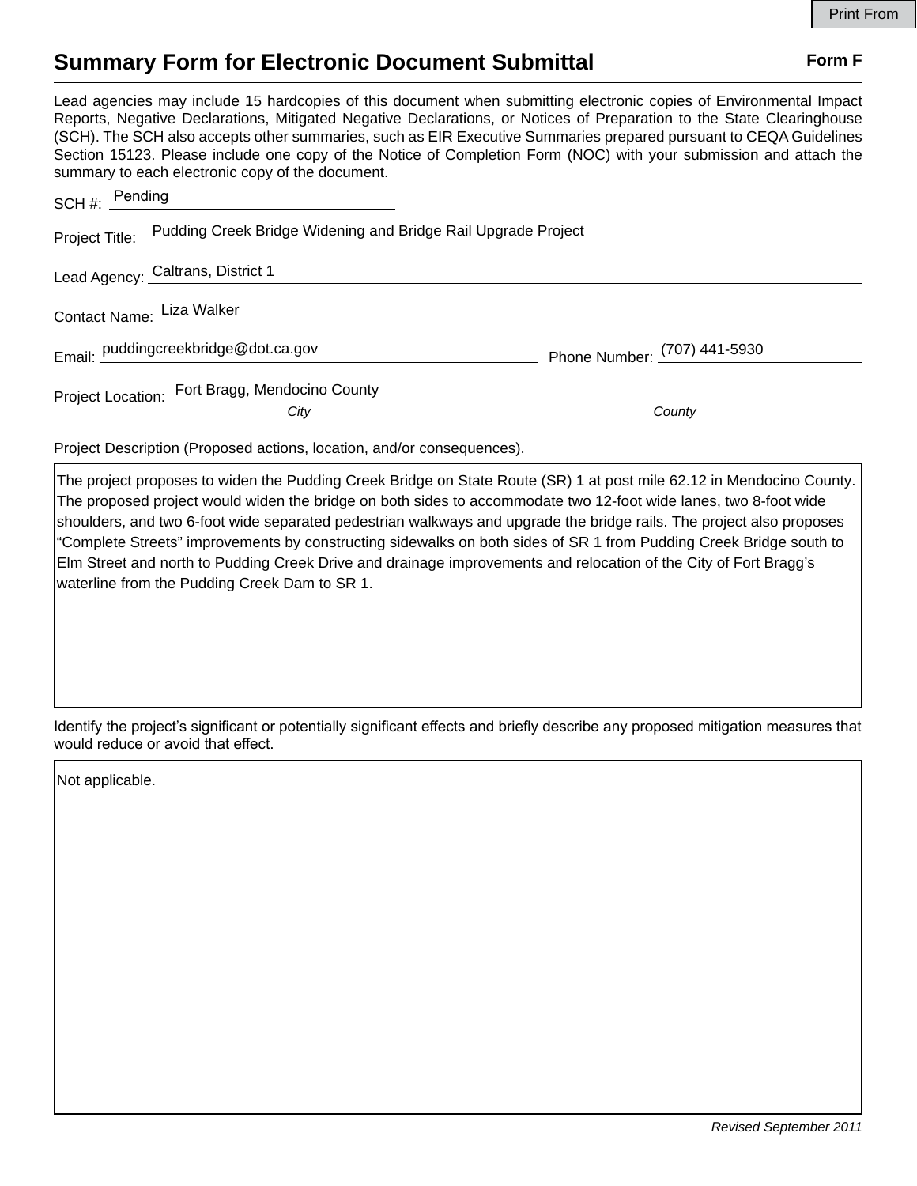# Summary Form for Electronic Document Submittal

**Form F**

Lead agencies may include 15 hardcopies of this document when submitting electronic copies of Environmental Impact Reports, Negative Declarations, Mitigated Negative Declarations, or Notices of Preparation to the State Clearinghouse (SCH). The SCH also accepts other summaries, such as EIR Executive Summaries prepared pursuant to CEQA Guidelines Section 15123. Please include one copy of the Notice of Completion Form (NOC) with your submission and attach the summary to each electronic copy of the document.

SCH #: Pending

Project Title: Pudding Creek Bridge Widening and Bridge Rail Upgrade Project

Lead Agency: Caltrans, District 1

Contact Name: Liza Walker

Email: puddingcreekbridge@dot.ca.gov    Phone Number: (707) 441-5930

Project Location: Fort Bragg, Mendocino County

*City*    *County*

Project Description (Proposed actions, location, and/or consequences).

The project proposes to widen the Pudding Creek Bridge on State Route (SR) 1 at post mile 62.12 in Mendocino County. The proposed project would widen the bridge on both sides to accommodate two 12-foot wide lanes, two 8-foot wide shoulders, and two 6-foot wide separated pedestrian walkways and upgrade the bridge rails. The project also proposes "Complete Streets" improvements by constructing sidewalks on both sides of SR 1 from Pudding Creek Bridge south to Elm Street and north to Pudding Creek Drive and drainage improvements and relocation of the City of Fort Bragg's waterline from the Pudding Creek Dam to SR 1.

Identify the project's significant or potentially significant effects and briefly describe any proposed mitigation measures that would reduce or avoid that effect.

Not applicable.

*Revised September 2011*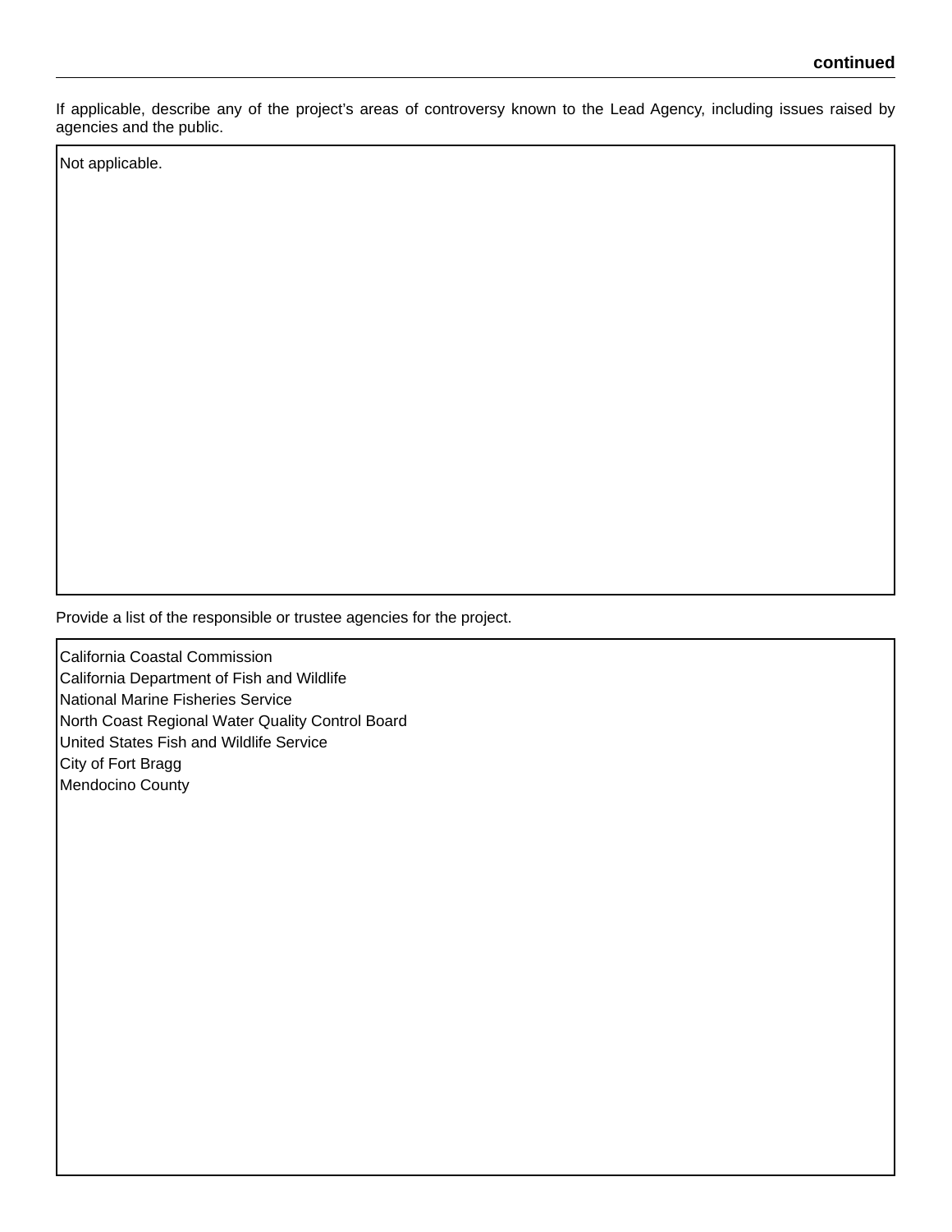**continued**

If applicable, describe any of the project's areas of controversy known to the Lead Agency, including issues raised by agencies and the public.

Not applicable.

Provide a list of the responsible or trustee agencies for the project.

California Coastal Commission
California Department of Fish and Wildlife
National Marine Fisheries Service
North Coast Regional Water Quality Control Board
United States Fish and Wildlife Service
City of Fort Bragg
Mendocino County